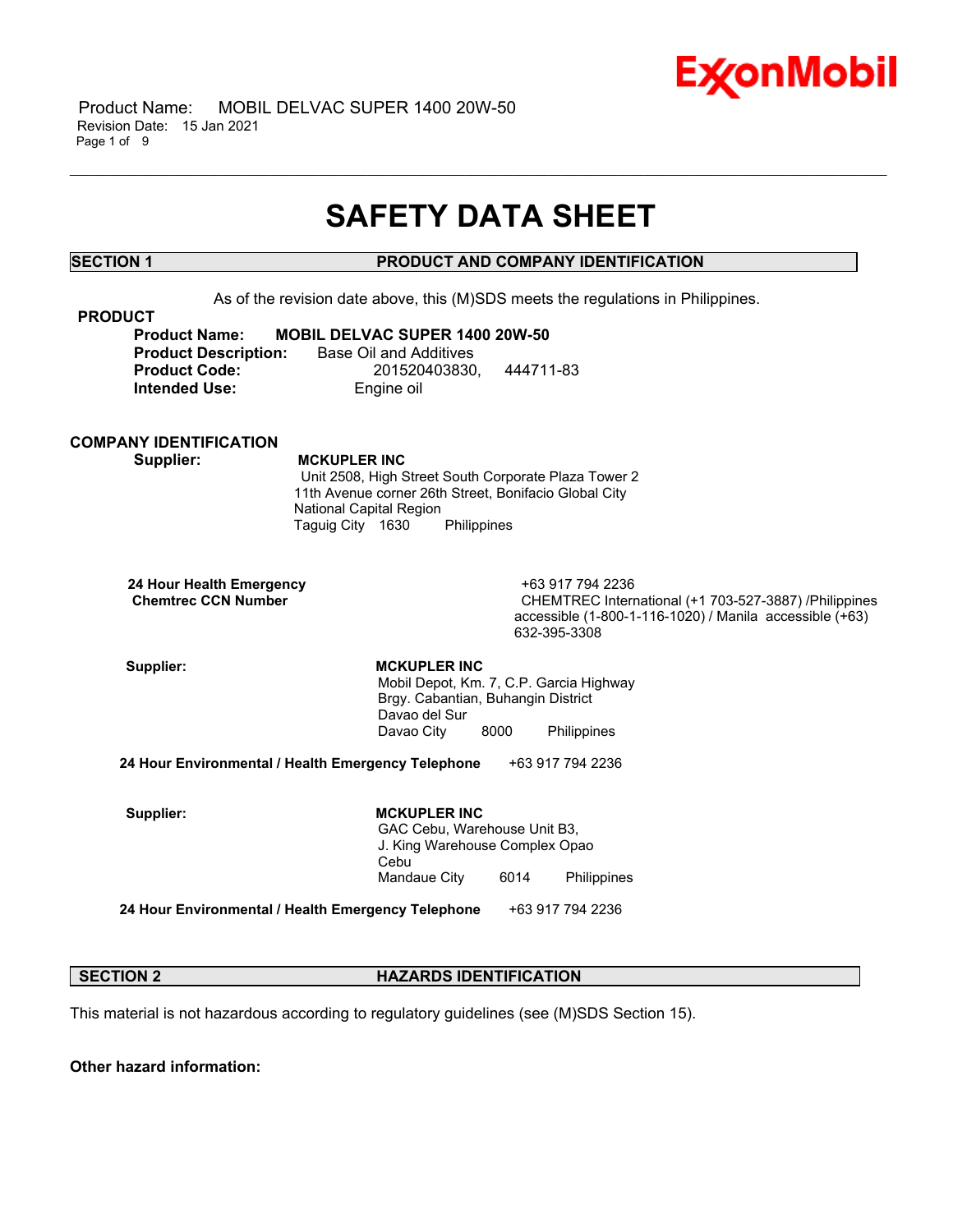# SAFETY DATA SHEET

## SECTION 1 PRODUCT AND COMPANY IDENTIFICATION

As of the revision date above, this (M)SDS meets the regulations in Philippines.

### PRODUCT

**Product Name:** **MOBIL DELVAC SUPER 1400 20W-50**
**Product Description:** Base Oil and Additives
**Product Code:** 201520403830, 444711-83
**Intended Use:** Engine oil

### COMPANY IDENTIFICATION

**Supplier:** **MCKUPLER INC**
Unit 2508, High Street South Corporate Plaza Tower 2
11th Avenue corner 26th Street, Bonifacio Global City
National Capital Region
Taguig City 1630 Philippines

**24 Hour Health Emergency** +63 917 794 2236
**Chemtrec CCN Number** CHEMTREC International (+1 703-527-3887) /Philippines accessible (1-800-1-116-1020) / Manila accessible (+63) 632-395-3308

**Supplier:** **MCKUPLER INC**
Mobil Depot, Km. 7, C.P. Garcia Highway
Brgy. Cabantian, Buhangin District
Davao del Sur
Davao City 8000 Philippines

**24 Hour Environmental / Health Emergency Telephone** +63 917 794 2236

**Supplier:** **MCKUPLER INC**
GAC Cebu, Warehouse Unit B3,
J. King Warehouse Complex Opao
Cebu
Mandaue City 6014 Philippines

**24 Hour Environmental / Health Emergency Telephone** +63 917 794 2236

## SECTION 2 HAZARDS IDENTIFICATION

This material is not hazardous according to regulatory guidelines (see (M)SDS Section 15).

**Other hazard information:**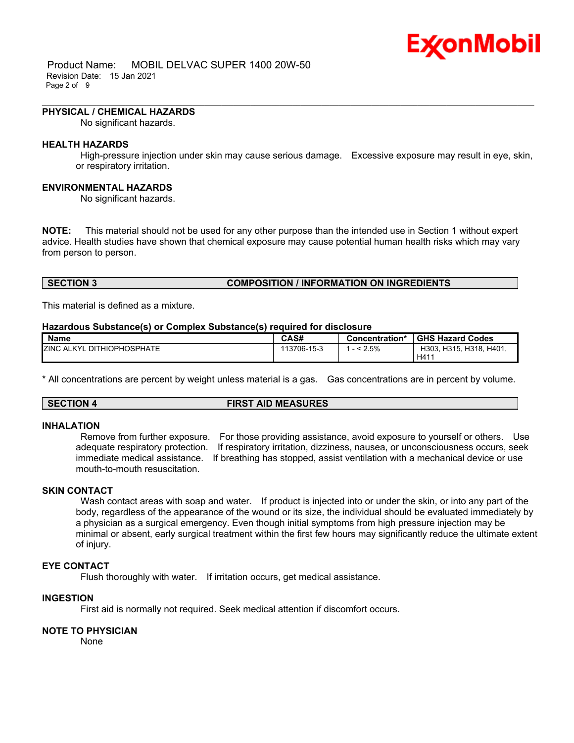### PHYSICAL / CHEMICAL HAZARDS

No significant hazards.

### HEALTH HAZARDS

High-pressure injection under skin may cause serious damage. Excessive exposure may result in eye, skin, or respiratory irritation.

### ENVIRONMENTAL HAZARDS

No significant hazards.

**NOTE:** This material should not be used for any other purpose than the intended use in Section 1 without expert advice. Health studies have shown that chemical exposure may cause potential human health risks which may vary from person to person.

## SECTION 3 COMPOSITION / INFORMATION ON INGREDIENTS

This material is defined as a mixture.

**Hazardous Substance(s) or Complex Substance(s) required for disclosure**

| Name | CAS# | Concentration* | GHS Hazard Codes |
|---|---|---|---|
| ZINC ALKYL DITHIOPHOSPHATE | 113706-15-3 | 1 - < 2.5% | H303, H315, H318, H401, H411 |

* All concentrations are percent by weight unless material is a gas. Gas concentrations are in percent by volume.

## SECTION 4 FIRST AID MEASURES

### INHALATION

Remove from further exposure. For those providing assistance, avoid exposure to yourself or others. Use adequate respiratory protection. If respiratory irritation, dizziness, nausea, or unconsciousness occurs, seek immediate medical assistance. If breathing has stopped, assist ventilation with a mechanical device or use mouth-to-mouth resuscitation.

### SKIN CONTACT

Wash contact areas with soap and water. If product is injected into or under the skin, or into any part of the body, regardless of the appearance of the wound or its size, the individual should be evaluated immediately by a physician as a surgical emergency. Even though initial symptoms from high pressure injection may be minimal or absent, early surgical treatment within the first few hours may significantly reduce the ultimate extent of injury.

### EYE CONTACT

Flush thoroughly with water. If irritation occurs, get medical assistance.

### INGESTION

First aid is normally not required. Seek medical attention if discomfort occurs.

### NOTE TO PHYSICIAN

None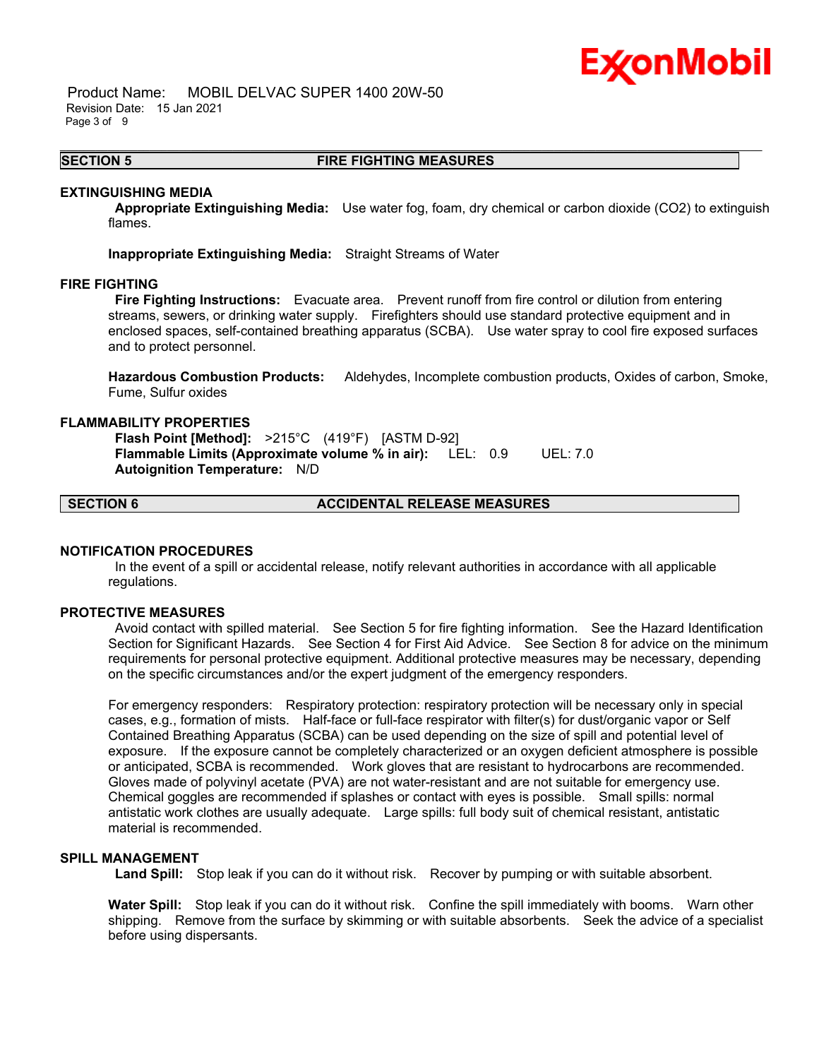## SECTION 5 FIRE FIGHTING MEASURES

### EXTINGUISHING MEDIA

**Appropriate Extinguishing Media:** Use water fog, foam, dry chemical or carbon dioxide ($CO_2$) to extinguish flames.

**Inappropriate Extinguishing Media:** Straight Streams of Water

### FIRE FIGHTING

**Fire Fighting Instructions:** Evacuate area. Prevent runoff from fire control or dilution from entering streams, sewers, or drinking water supply. Firefighters should use standard protective equipment and in enclosed spaces, self-contained breathing apparatus (SCBA). Use water spray to cool fire exposed surfaces and to protect personnel.

**Hazardous Combustion Products:** Aldehydes, Incomplete combustion products, Oxides of carbon, Smoke, Fume, Sulfur oxides

### FLAMMABILITY PROPERTIES

**Flash Point [Method]:** >215°C (419°F) [ASTM D-92]
**Flammable Limits (Approximate volume % in air):** LEL: 0.9 UEL: 7.0
**Autoignition Temperature:** N/D

## SECTION 6 ACCIDENTAL RELEASE MEASURES

### NOTIFICATION PROCEDURES

In the event of a spill or accidental release, notify relevant authorities in accordance with all applicable regulations.

### PROTECTIVE MEASURES

Avoid contact with spilled material. See Section 5 for fire fighting information. See the Hazard Identification Section for Significant Hazards. See Section 4 for First Aid Advice. See Section 8 for advice on the minimum requirements for personal protective equipment. Additional protective measures may be necessary, depending on the specific circumstances and/or the expert judgment of the emergency responders.

For emergency responders: Respiratory protection: respiratory protection will be necessary only in special cases, e.g., formation of mists. Half-face or full-face respirator with filter(s) for dust/organic vapor or Self Contained Breathing Apparatus (SCBA) can be used depending on the size of spill and potential level of exposure. If the exposure cannot be completely characterized or an oxygen deficient atmosphere is possible or anticipated, SCBA is recommended. Work gloves that are resistant to hydrocarbons are recommended. Gloves made of polyvinyl acetate (PVA) are not water-resistant and are not suitable for emergency use. Chemical goggles are recommended if splashes or contact with eyes is possible. Small spills: normal antistatic work clothes are usually adequate. Large spills: full body suit of chemical resistant, antistatic material is recommended.

### SPILL MANAGEMENT

**Land Spill:** Stop leak if you can do it without risk. Recover by pumping or with suitable absorbent.

**Water Spill:** Stop leak if you can do it without risk. Confine the spill immediately with booms. Warn other shipping. Remove from the surface by skimming or with suitable absorbents. Seek the advice of a specialist before using dispersants.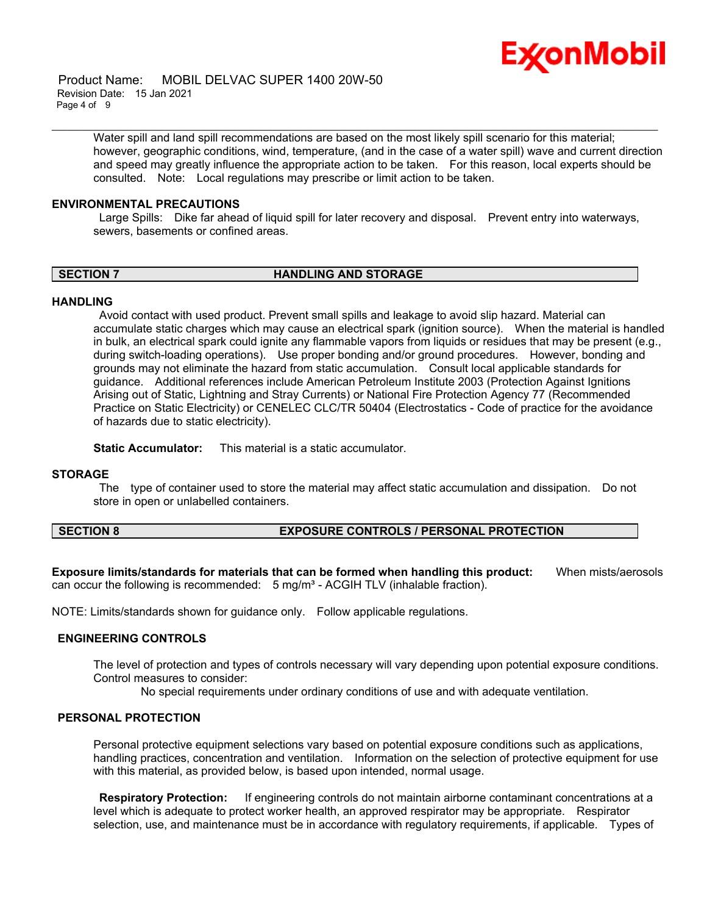Water spill and land spill recommendations are based on the most likely spill scenario for this material; however, geographic conditions, wind, temperature, (and in the case of a water spill) wave and current direction and speed may greatly influence the appropriate action to be taken. For this reason, local experts should be consulted. Note: Local regulations may prescribe or limit action to be taken.

### ENVIRONMENTAL PRECAUTIONS

Large Spills: Dike far ahead of liquid spill for later recovery and disposal. Prevent entry into waterways, sewers, basements or confined areas.

## SECTION 7 HANDLING AND STORAGE

### HANDLING

Avoid contact with used product. Prevent small spills and leakage to avoid slip hazard. Material can accumulate static charges which may cause an electrical spark (ignition source). When the material is handled in bulk, an electrical spark could ignite any flammable vapors from liquids or residues that may be present (e.g., during switch-loading operations). Use proper bonding and/or ground procedures. However, bonding and grounds may not eliminate the hazard from static accumulation. Consult local applicable standards for guidance. Additional references include American Petroleum Institute 2003 (Protection Against Ignitions Arising out of Static, Lightning and Stray Currents) or National Fire Protection Agency 77 (Recommended Practice on Static Electricity) or CENELEC CLC/TR 50404 (Electrostatics - Code of practice for the avoidance of hazards due to static electricity).

**Static Accumulator:** This material is a static accumulator.

### STORAGE

The type of container used to store the material may affect static accumulation and dissipation. Do not store in open or unlabelled containers.

## SECTION 8 EXPOSURE CONTROLS / PERSONAL PROTECTION

**Exposure limits/standards for materials that can be formed when handling this product:** When mists/aerosols can occur the following is recommended: 5 mg/m³ - ACGIH TLV (inhalable fraction).

NOTE: Limits/standards shown for guidance only. Follow applicable regulations.

### ENGINEERING CONTROLS

The level of protection and types of controls necessary will vary depending upon potential exposure conditions. Control measures to consider:

No special requirements under ordinary conditions of use and with adequate ventilation.

### PERSONAL PROTECTION

Personal protective equipment selections vary based on potential exposure conditions such as applications, handling practices, concentration and ventilation. Information on the selection of protective equipment for use with this material, as provided below, is based upon intended, normal usage.

**Respiratory Protection:** If engineering controls do not maintain airborne contaminant concentrations at a level which is adequate to protect worker health, an approved respirator may be appropriate. Respirator selection, use, and maintenance must be in accordance with regulatory requirements, if applicable. Types of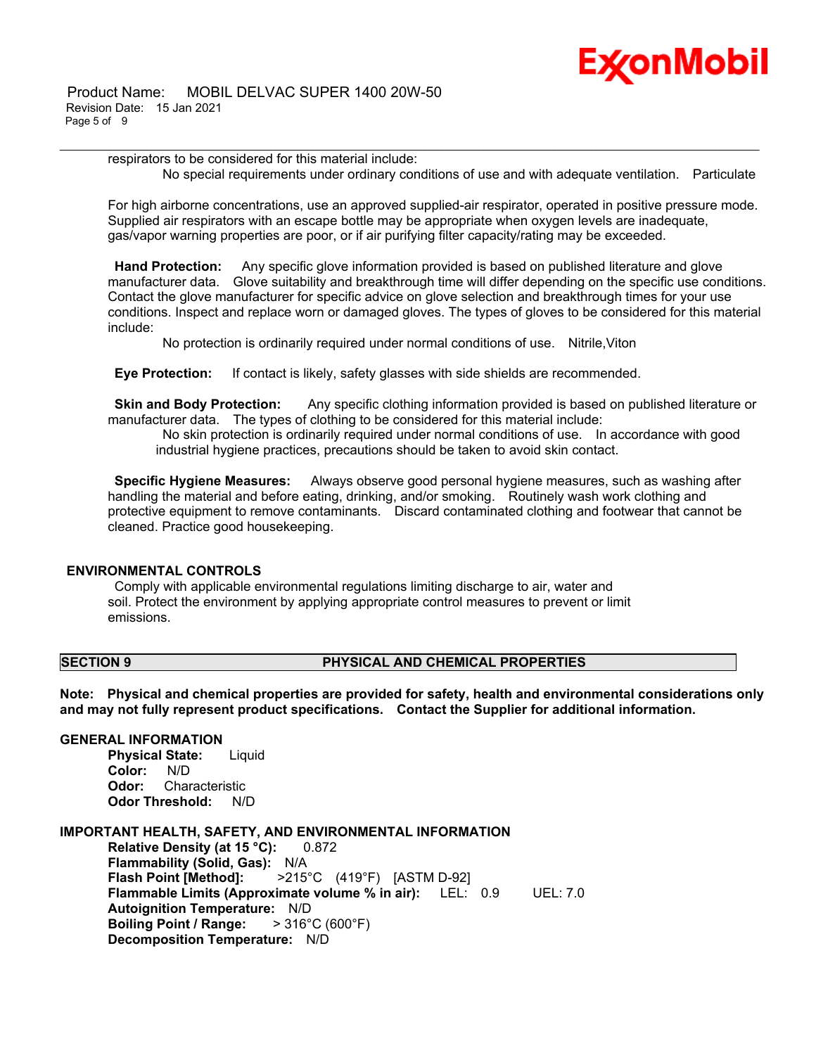respirators to be considered for this material include:

No special requirements under ordinary conditions of use and with adequate ventilation.   Particulate

For high airborne concentrations, use an approved supplied-air respirator, operated in positive pressure mode. Supplied air respirators with an escape bottle may be appropriate when oxygen levels are inadequate, gas/vapor warning properties are poor, or if air purifying filter capacity/rating may be exceeded.

**Hand Protection:** Any specific glove information provided is based on published literature and glove manufacturer data.   Glove suitability and breakthrough time will differ depending on the specific use conditions. Contact the glove manufacturer for specific advice on glove selection and breakthrough times for your use conditions. Inspect and replace worn or damaged gloves. The types of gloves to be considered for this material include:

No protection is ordinarily required under normal conditions of use.   Nitrile,Viton

**Eye Protection:** If contact is likely, safety glasses with side shields are recommended.

**Skin and Body Protection:** Any specific clothing information provided is based on published literature or manufacturer data.   The types of clothing to be considered for this material include:

No skin protection is ordinarily required under normal conditions of use.   In accordance with good industrial hygiene practices, precautions should be taken to avoid skin contact.

**Specific Hygiene Measures:** Always observe good personal hygiene measures, such as washing after handling the material and before eating, drinking, and/or smoking.   Routinely wash work clothing and protective equipment to remove contaminants.   Discard contaminated clothing and footwear that cannot be cleaned. Practice good housekeeping.

## ENVIRONMENTAL CONTROLS

Comply with applicable environmental regulations limiting discharge to air, water and soil. Protect the environment by applying appropriate control measures to prevent or limit emissions.

## SECTION 9 PHYSICAL AND CHEMICAL PROPERTIES

**Note: Physical and chemical properties are provided for safety, health and environmental considerations only and may not fully represent product specifications.   Contact the Supplier for additional information.**

### GENERAL INFORMATION

**Physical State:** Liquid
**Color:** N/D
**Odor:** Characteristic
**Odor Threshold:** N/D

### IMPORTANT HEALTH, SAFETY, AND ENVIRONMENTAL INFORMATION

**Relative Density (at 15 °C):** 0.872
**Flammability (Solid, Gas):** N/A
**Flash Point [Method]:** >215°C (419°F) [ASTM D-92]
**Flammable Limits (Approximate volume % in air):** LEL: 0.9   UEL: 7.0
**Autoignition Temperature:** N/D
**Boiling Point / Range:** > 316°C (600°F)
**Decomposition Temperature:** N/D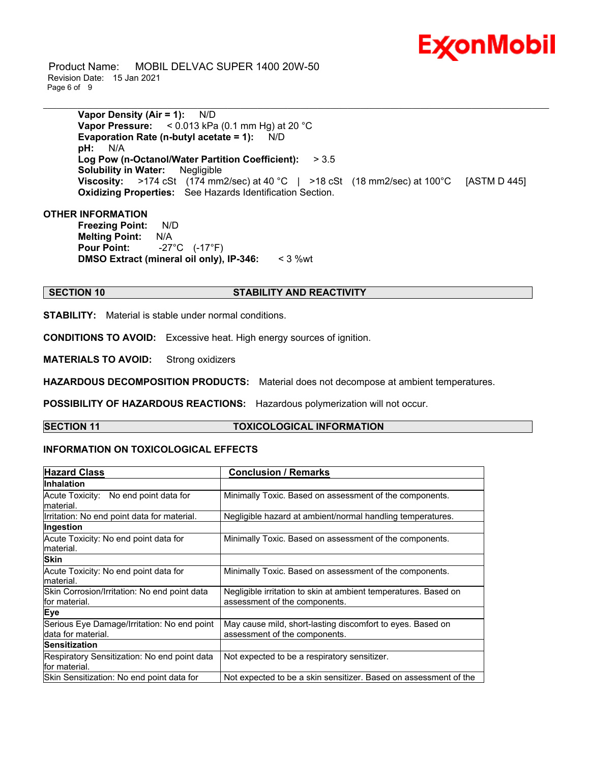**Vapor Density (Air = 1):** N/D
**Vapor Pressure:** < 0.013 kPa (0.1 mm Hg) at 20 °C
**Evaporation Rate (n-butyl acetate = 1):** N/D
**pH:** N/A
**Log Pow (n-Octanol/Water Partition Coefficient):** > 3.5
**Solubility in Water:** Negligible
**Viscosity:** >174 cSt (174 mm2/sec) at 40 °C | >18 cSt (18 mm2/sec) at 100°C [ASTM D 445]
**Oxidizing Properties:** See Hazards Identification Section.

**OTHER INFORMATION**

**Freezing Point:** N/D
**Melting Point:** N/A
**Pour Point:** -27°C (-17°F)
**DMSO Extract (mineral oil only), IP-346:** < 3 %wt

## SECTION 10 STABILITY AND REACTIVITY

**STABILITY:** Material is stable under normal conditions.

**CONDITIONS TO AVOID:** Excessive heat. High energy sources of ignition.

**MATERIALS TO AVOID:** Strong oxidizers

**HAZARDOUS DECOMPOSITION PRODUCTS:** Material does not decompose at ambient temperatures.

**POSSIBILITY OF HAZARDOUS REACTIONS:** Hazardous polymerization will not occur.

## SECTION 11 TOXICOLOGICAL INFORMATION

### INFORMATION ON TOXICOLOGICAL EFFECTS

| Hazard Class | Conclusion / Remarks |
|---|---|
| **Inhalation** | |
| Acute Toxicity: No end point data for material. | Minimally Toxic. Based on assessment of the components. |
| Irritation: No end point data for material. | Negligible hazard at ambient/normal handling temperatures. |
| **Ingestion** | |
| Acute Toxicity: No end point data for material. | Minimally Toxic. Based on assessment of the components. |
| **Skin** | |
| Acute Toxicity: No end point data for material. | Minimally Toxic. Based on assessment of the components. |
| Skin Corrosion/Irritation: No end point data for material. | Negligible irritation to skin at ambient temperatures. Based on assessment of the components. |
| **Eye** | |
| Serious Eye Damage/Irritation: No end point data for material. | May cause mild, short-lasting discomfort to eyes. Based on assessment of the components. |
| **Sensitization** | |
| Respiratory Sensitization: No end point data for material. | Not expected to be a respiratory sensitizer. |
| Skin Sensitization: No end point data for | Not expected to be a skin sensitizer. Based on assessment of the |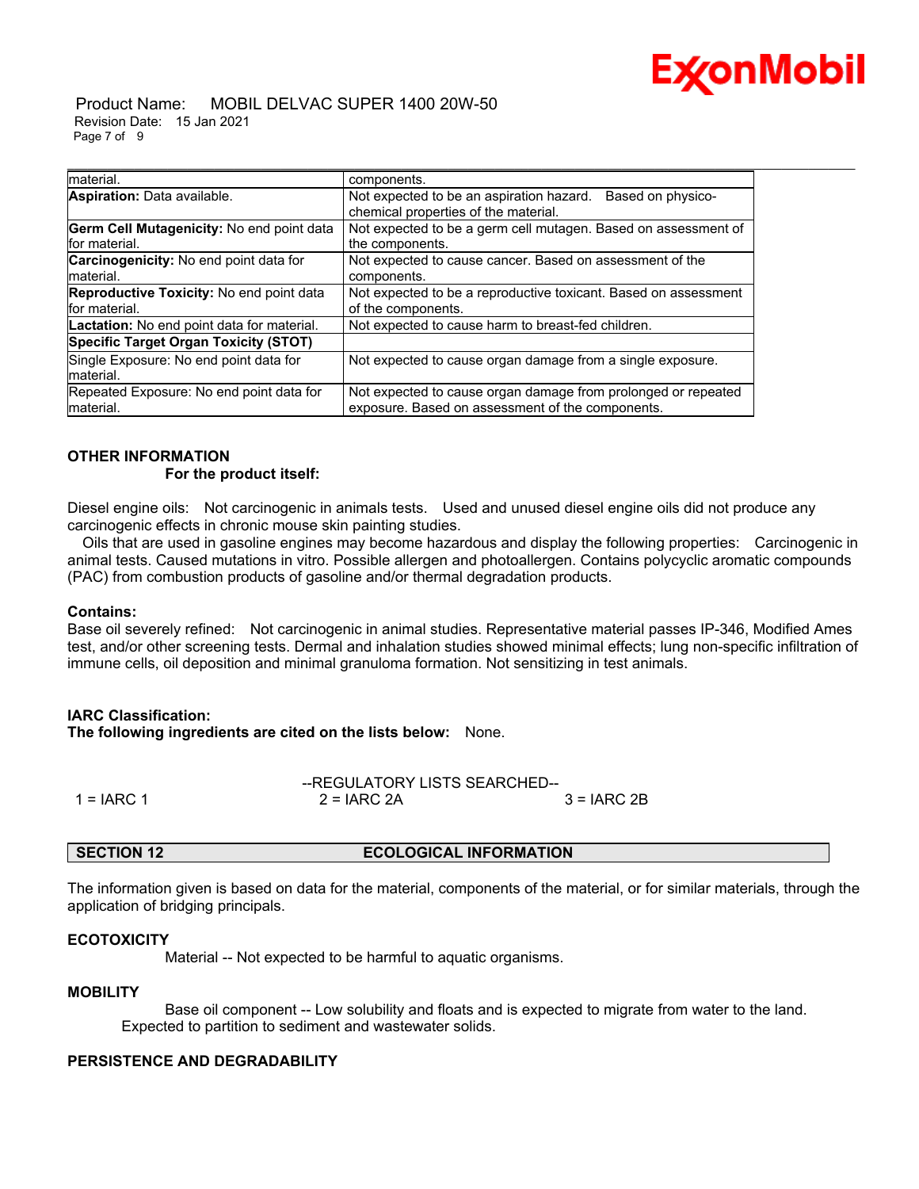| | |
|---|---|
| material. | components. |
| **Aspiration:** Data available. | Not expected to be an aspiration hazard. Based on physico-chemical properties of the material. |
| **Germ Cell Mutagenicity:** No end point data for material. | Not expected to be a germ cell mutagen. Based on assessment of the components. |
| **Carcinogenicity:** No end point data for material. | Not expected to cause cancer. Based on assessment of the components. |
| **Reproductive Toxicity:** No end point data for material. | Not expected to be a reproductive toxicant. Based on assessment of the components. |
| **Lactation:** No end point data for material. | Not expected to cause harm to breast-fed children. |
| **Specific Target Organ Toxicity (STOT)** | |
| Single Exposure: No end point data for material. | Not expected to cause organ damage from a single exposure. |
| Repeated Exposure: No end point data for material. | Not expected to cause organ damage from prolonged or repeated exposure. Based on assessment of the components. |

**OTHER INFORMATION**

**For the product itself:**

Diesel engine oils: Not carcinogenic in animals tests. Used and unused diesel engine oils did not produce any carcinogenic effects in chronic mouse skin painting studies.
Oils that are used in gasoline engines may become hazardous and display the following properties: Carcinogenic in animal tests. Caused mutations in vitro. Possible allergen and photoallergen. Contains polycyclic aromatic compounds (PAC) from combustion products of gasoline and/or thermal degradation products.

**Contains:**
Base oil severely refined: Not carcinogenic in animal studies. Representative material passes IP-346, Modified Ames test, and/or other screening tests. Dermal and inhalation studies showed minimal effects; lung non-specific infiltration of immune cells, oil deposition and minimal granuloma formation. Not sensitizing in test animals.

**IARC Classification:**
**The following ingredients are cited on the lists below:** None.

--REGULATORY LISTS SEARCHED--

| | | |
|---|---|---|
| 1 = IARC 1 | 2 = IARC 2A | 3 = IARC 2B |

## SECTION 12 ECOLOGICAL INFORMATION

The information given is based on data for the material, components of the material, or for similar materials, through the application of bridging principals.

**ECOTOXICITY**

Material -- Not expected to be harmful to aquatic organisms.

**MOBILITY**

Base oil component -- Low solubility and floats and is expected to migrate from water to the land. Expected to partition to sediment and wastewater solids.

**PERSISTENCE AND DEGRADABILITY**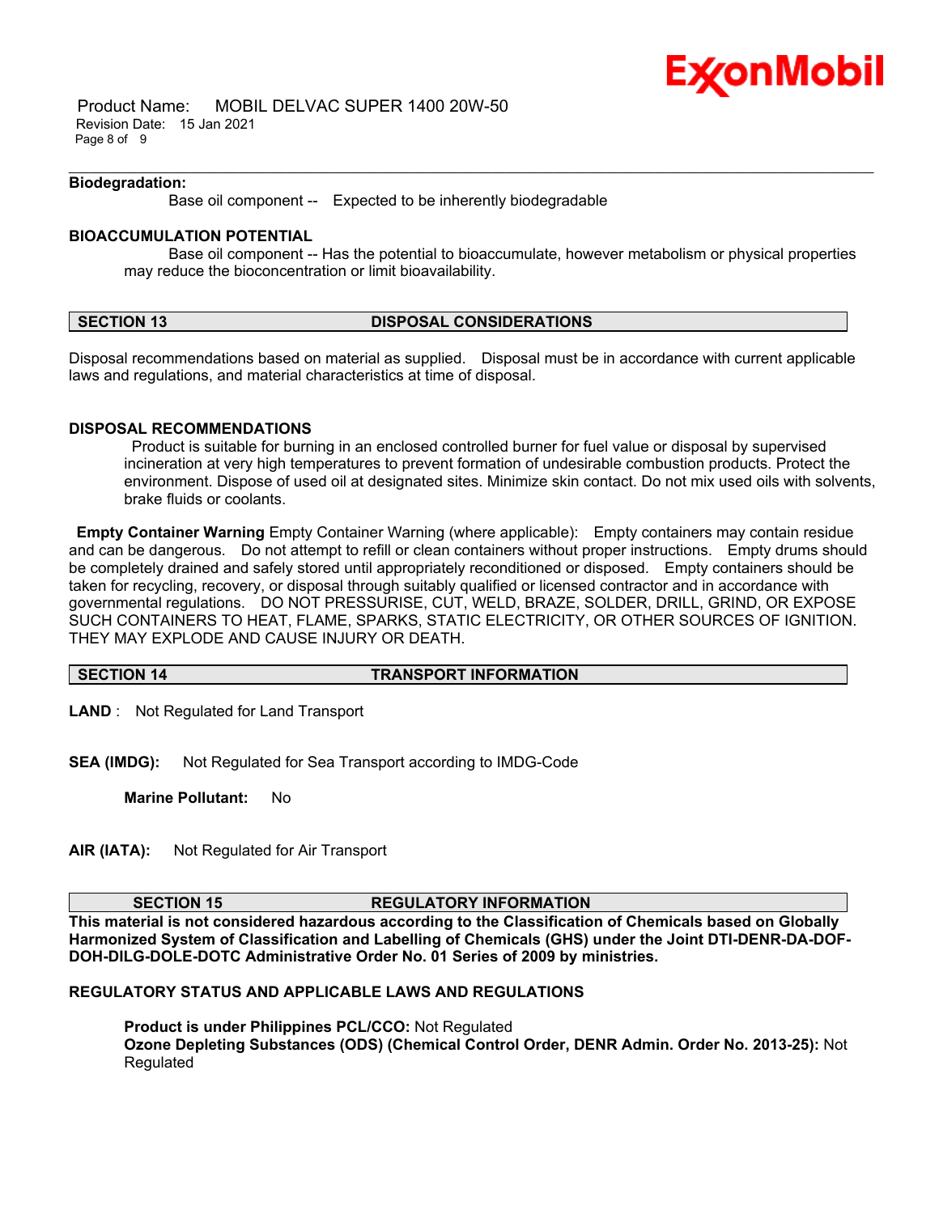**Biodegradation:**

Base oil component -- Expected to be inherently biodegradable

**BIOACCUMULATION POTENTIAL**

Base oil component -- Has the potential to bioaccumulate, however metabolism or physical properties may reduce the bioconcentration or limit bioavailability.

## SECTION 13 DISPOSAL CONSIDERATIONS

Disposal recommendations based on material as supplied. Disposal must be in accordance with current applicable laws and regulations, and material characteristics at time of disposal.

**DISPOSAL RECOMMENDATIONS**

Product is suitable for burning in an enclosed controlled burner for fuel value or disposal by supervised incineration at very high temperatures to prevent formation of undesirable combustion products. Protect the environment. Dispose of used oil at designated sites. Minimize skin contact. Do not mix used oils with solvents, brake fluids or coolants.

**Empty Container Warning** Empty Container Warning (where applicable): Empty containers may contain residue and can be dangerous. Do not attempt to refill or clean containers without proper instructions. Empty drums should be completely drained and safely stored until appropriately reconditioned or disposed. Empty containers should be taken for recycling, recovery, or disposal through suitably qualified or licensed contractor and in accordance with governmental regulations. DO NOT PRESSURISE, CUT, WELD, BRAZE, SOLDER, DRILL, GRIND, OR EXPOSE SUCH CONTAINERS TO HEAT, FLAME, SPARKS, STATIC ELECTRICITY, OR OTHER SOURCES OF IGNITION. THEY MAY EXPLODE AND CAUSE INJURY OR DEATH.

## SECTION 14 TRANSPORT INFORMATION

**LAND** : Not Regulated for Land Transport

**SEA (IMDG):** Not Regulated for Sea Transport according to IMDG-Code

**Marine Pollutant:** No

**AIR (IATA):** Not Regulated for Air Transport

## SECTION 15 REGULATORY INFORMATION

**This material is not considered hazardous according to the Classification of Chemicals based on Globally Harmonized System of Classification and Labelling of Chemicals (GHS) under the Joint DTI-DENR-DA-DOF-DOH-DILG-DOLE-DOTC Administrative Order No. 01 Series of 2009 by ministries.**

**REGULATORY STATUS AND APPLICABLE LAWS AND REGULATIONS**

**Product is under Philippines PCL/CCO:** Not Regulated
**Ozone Depleting Substances (ODS) (Chemical Control Order, DENR Admin. Order No. 2013-25):** Not Regulated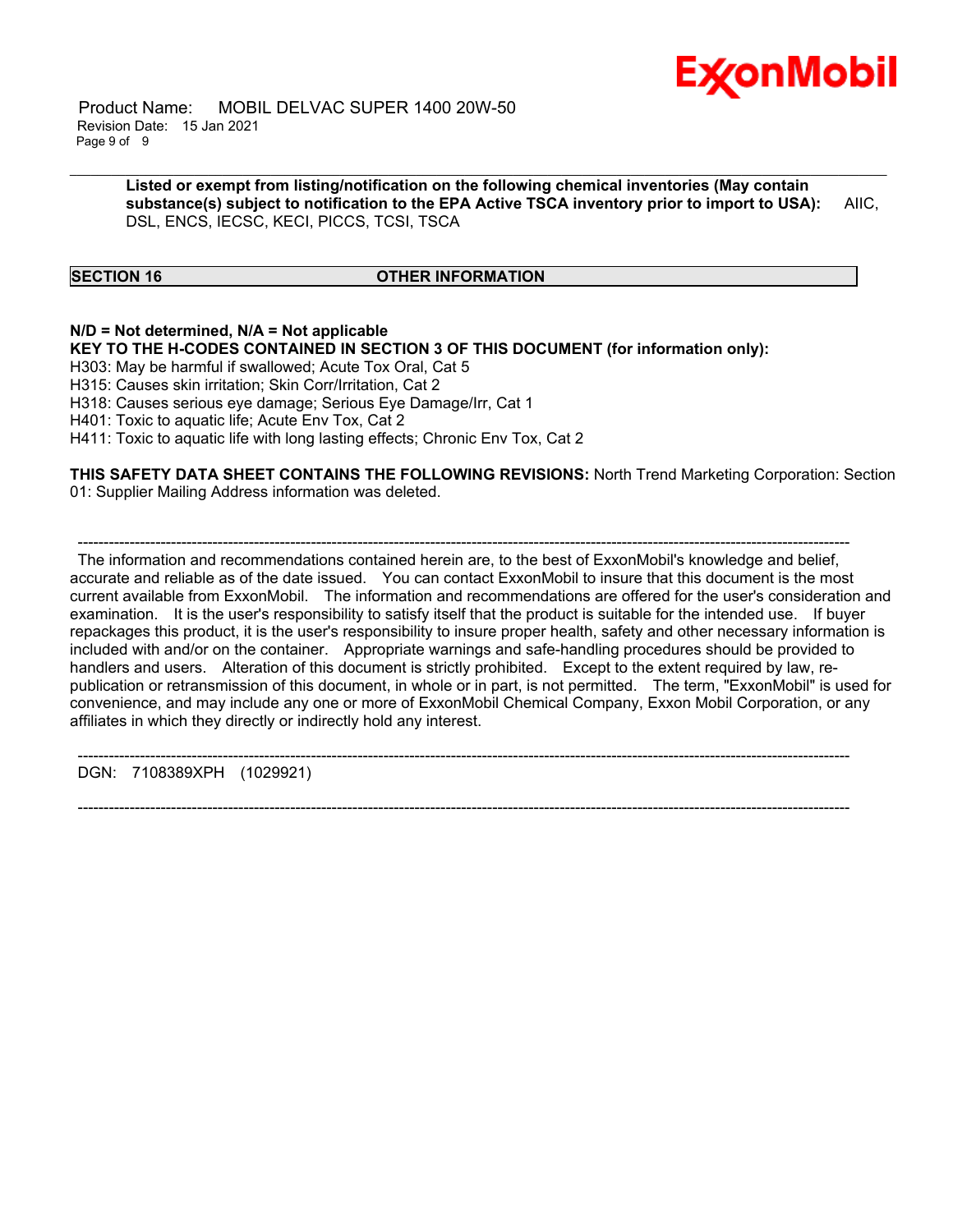**Listed or exempt from listing/notification on the following chemical inventories (May contain substance(s) subject to notification to the EPA Active TSCA inventory prior to import to USA):** AIIC, DSL, ENCS, IECSC, KECI, PICCS, TCSI, TSCA

## SECTION 16 OTHER INFORMATION

**N/D = Not determined, N/A = Not applicable**

**KEY TO THE H-CODES CONTAINED IN SECTION 3 OF THIS DOCUMENT (for information only):**

H303: May be harmful if swallowed; Acute Tox Oral, Cat 5
H315: Causes skin irritation; Skin Corr/Irritation, Cat 2
H318: Causes serious eye damage; Serious Eye Damage/Irr, Cat 1
H401: Toxic to aquatic life; Acute Env Tox, Cat 2
H411: Toxic to aquatic life with long lasting effects; Chronic Env Tox, Cat 2

**THIS SAFETY DATA SHEET CONTAINS THE FOLLOWING REVISIONS:** North Trend Marketing Corporation: Section 01: Supplier Mailing Address information was deleted.

-----------------------------------------------------------------------------------------------------------------------------------------------

The information and recommendations contained herein are, to the best of ExxonMobil's knowledge and belief, accurate and reliable as of the date issued. You can contact ExxonMobil to insure that this document is the most current available from ExxonMobil. The information and recommendations are offered for the user's consideration and examination. It is the user's responsibility to satisfy itself that the product is suitable for the intended use. If buyer repackages this product, it is the user's responsibility to insure proper health, safety and other necessary information is included with and/or on the container. Appropriate warnings and safe-handling procedures should be provided to handlers and users. Alteration of this document is strictly prohibited. Except to the extent required by law, re-publication or retransmission of this document, in whole or in part, is not permitted. The term, "ExxonMobil" is used for convenience, and may include any one or more of ExxonMobil Chemical Company, Exxon Mobil Corporation, or any affiliates in which they directly or indirectly hold any interest.

-----------------------------------------------------------------------------------------------------------------------------------------------

DGN: 7108389XPH (1029921)

-----------------------------------------------------------------------------------------------------------------------------------------------